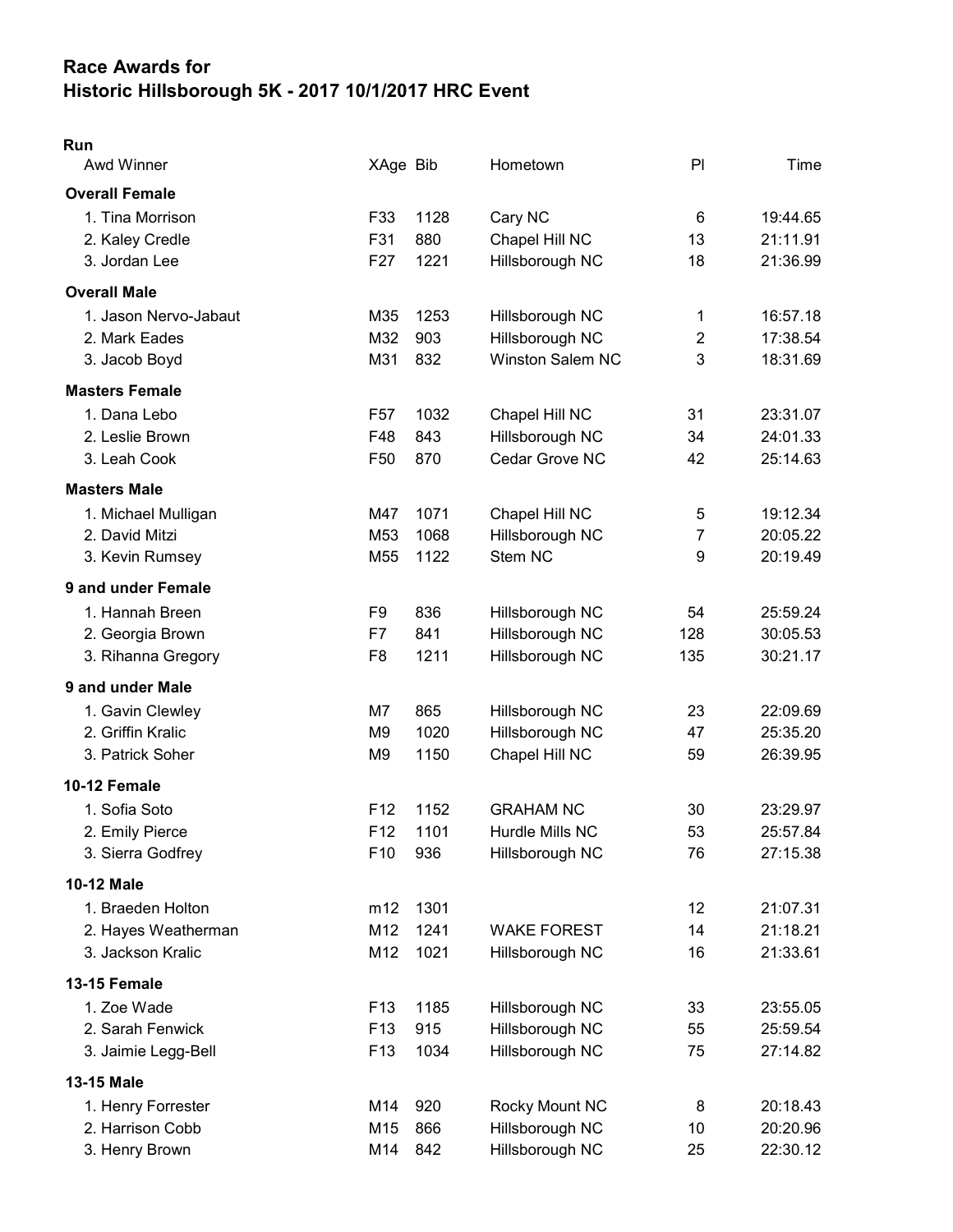# Race Awards for
# Historic Hillsborough 5K - 2017 10/1/2017 HRC Event

**Run**

| Awd Winner | XAge | Bib | Hometown | Pl | Time |
|---|---|---|---|---|---|
| **Overall Female** | | | | | |
| 1. Tina Morrison | F33 | 1128 | Cary NC | 6 | 19:44.65 |
| 2. Kaley Credle | F31 | 880 | Chapel Hill NC | 13 | 21:11.91 |
| 3. Jordan Lee | F27 | 1221 | Hillsborough NC | 18 | 21:36.99 |
| **Overall Male** | | | | | |
| 1. Jason Nervo-Jabaut | M35 | 1253 | Hillsborough NC | 1 | 16:57.18 |
| 2. Mark Eades | M32 | 903 | Hillsborough NC | 2 | 17:38.54 |
| 3. Jacob Boyd | M31 | 832 | Winston Salem NC | 3 | 18:31.69 |
| **Masters Female** | | | | | |
| 1. Dana Lebo | F57 | 1032 | Chapel Hill NC | 31 | 23:31.07 |
| 2. Leslie Brown | F48 | 843 | Hillsborough NC | 34 | 24:01.33 |
| 3. Leah Cook | F50 | 870 | Cedar Grove NC | 42 | 25:14.63 |
| **Masters Male** | | | | | |
| 1. Michael Mulligan | M47 | 1071 | Chapel Hill NC | 5 | 19:12.34 |
| 2. David Mitzi | M53 | 1068 | Hillsborough NC | 7 | 20:05.22 |
| 3. Kevin Rumsey | M55 | 1122 | Stem NC | 9 | 20:19.49 |
| **9 and under Female** | | | | | |
| 1. Hannah Breen | F9 | 836 | Hillsborough NC | 54 | 25:59.24 |
| 2. Georgia Brown | F7 | 841 | Hillsborough NC | 128 | 30:05.53 |
| 3. Rihanna Gregory | F8 | 1211 | Hillsborough NC | 135 | 30:21.17 |
| **9 and under Male** | | | | | |
| 1. Gavin Clewley | M7 | 865 | Hillsborough NC | 23 | 22:09.69 |
| 2. Griffin Kralic | M9 | 1020 | Hillsborough NC | 47 | 25:35.20 |
| 3. Patrick Soher | M9 | 1150 | Chapel Hill NC | 59 | 26:39.95 |
| **10-12 Female** | | | | | |
| 1. Sofia Soto | F12 | 1152 | GRAHAM NC | 30 | 23:29.97 |
| 2. Emily Pierce | F12 | 1101 | Hurdle Mills NC | 53 | 25:57.84 |
| 3. Sierra Godfrey | F10 | 936 | Hillsborough NC | 76 | 27:15.38 |
| **10-12 Male** | | | | | |
| 1. Braeden Holton | m12 | 1301 | | 12 | 21:07.31 |
| 2. Hayes Weatherman | M12 | 1241 | WAKE FOREST | 14 | 21:18.21 |
| 3. Jackson Kralic | M12 | 1021 | Hillsborough NC | 16 | 21:33.61 |
| **13-15 Female** | | | | | |
| 1. Zoe Wade | F13 | 1185 | Hillsborough NC | 33 | 23:55.05 |
| 2. Sarah Fenwick | F13 | 915 | Hillsborough NC | 55 | 25:59.54 |
| 3. Jaimie Legg-Bell | F13 | 1034 | Hillsborough NC | 75 | 27:14.82 |
| **13-15 Male** | | | | | |
| 1. Henry Forrester | M14 | 920 | Rocky Mount NC | 8 | 20:18.43 |
| 2. Harrison Cobb | M15 | 866 | Hillsborough NC | 10 | 20:20.96 |
| 3. Henry Brown | M14 | 842 | Hillsborough NC | 25 | 22:30.12 |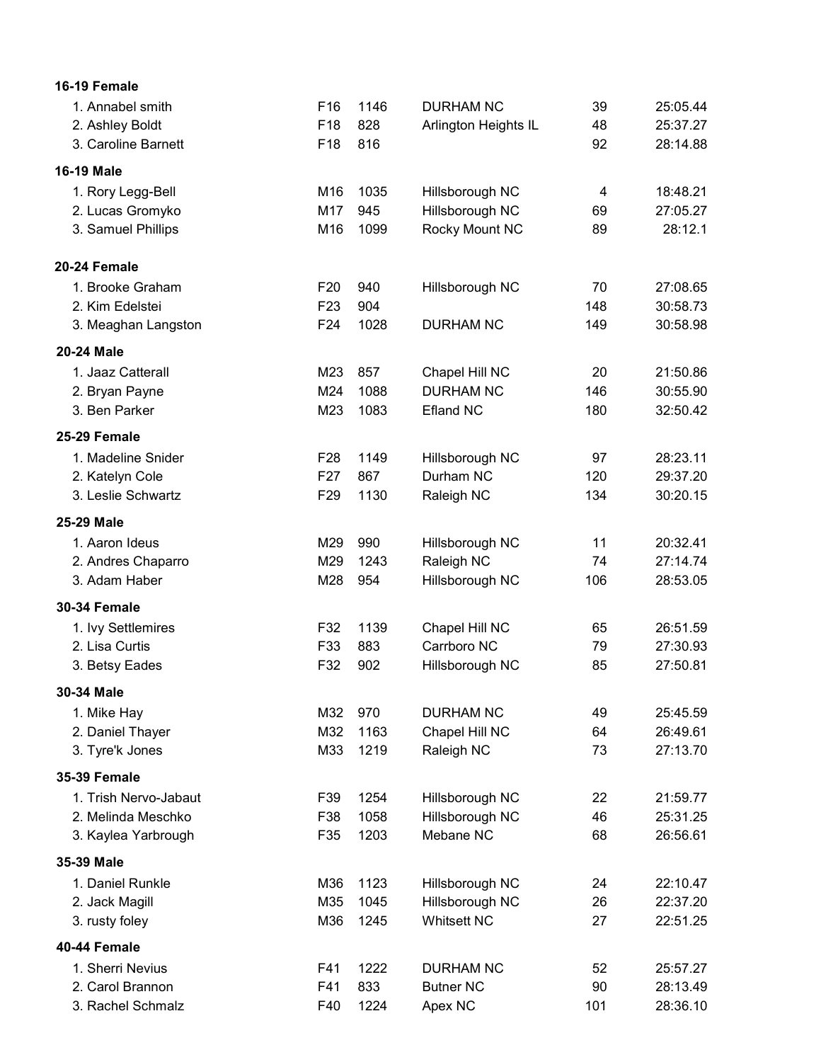**16-19 Female**

| | | | | | |
|---|---|---|---|---|---|
| 1. Annabel smith | F16 | 1146 | DURHAM NC | 39 | 25:05.44 |
| 2. Ashley Boldt | F18 | 828 | Arlington Heights IL | 48 | 25:37.27 |
| 3. Caroline Barnett | F18 | 816 | | 92 | 28:14.88 |

**16-19 Male**

| | | | | | |
|---|---|---|---|---|---|
| 1. Rory Legg-Bell | M16 | 1035 | Hillsborough NC | 4 | 18:48.21 |
| 2. Lucas Gromyko | M17 | 945 | Hillsborough NC | 69 | 27:05.27 |
| 3. Samuel Phillips | M16 | 1099 | Rocky Mount NC | 89 | 28:12.1 |

**20-24 Female**

| | | | | | |
|---|---|---|---|---|---|
| 1. Brooke Graham | F20 | 940 | Hillsborough NC | 70 | 27:08.65 |
| 2. Kim Edelstei | F23 | 904 | | 148 | 30:58.73 |
| 3. Meaghan Langston | F24 | 1028 | DURHAM NC | 149 | 30:58.98 |

**20-24 Male**

| | | | | | |
|---|---|---|---|---|---|
| 1. Jaaz Catterall | M23 | 857 | Chapel Hill NC | 20 | 21:50.86 |
| 2. Bryan Payne | M24 | 1088 | DURHAM NC | 146 | 30:55.90 |
| 3. Ben Parker | M23 | 1083 | Efland NC | 180 | 32:50.42 |

**25-29 Female**

| | | | | | |
|---|---|---|---|---|---|
| 1. Madeline Snider | F28 | 1149 | Hillsborough NC | 97 | 28:23.11 |
| 2. Katelyn Cole | F27 | 867 | Durham NC | 120 | 29:37.20 |
| 3. Leslie Schwartz | F29 | 1130 | Raleigh NC | 134 | 30:20.15 |

**25-29 Male**

| | | | | | |
|---|---|---|---|---|---|
| 1. Aaron Ideus | M29 | 990 | Hillsborough NC | 11 | 20:32.41 |
| 2. Andres Chaparro | M29 | 1243 | Raleigh NC | 74 | 27:14.74 |
| 3. Adam Haber | M28 | 954 | Hillsborough NC | 106 | 28:53.05 |

**30-34 Female**

| | | | | | |
|---|---|---|---|---|---|
| 1. Ivy Settlemires | F32 | 1139 | Chapel Hill NC | 65 | 26:51.59 |
| 2. Lisa Curtis | F33 | 883 | Carrboro NC | 79 | 27:30.93 |
| 3. Betsy Eades | F32 | 902 | Hillsborough NC | 85 | 27:50.81 |

**30-34 Male**

| | | | | | |
|---|---|---|---|---|---|
| 1. Mike Hay | M32 | 970 | DURHAM NC | 49 | 25:45.59 |
| 2. Daniel Thayer | M32 | 1163 | Chapel Hill NC | 64 | 26:49.61 |
| 3. Tyre'k Jones | M33 | 1219 | Raleigh NC | 73 | 27:13.70 |

**35-39 Female**

| | | | | | |
|---|---|---|---|---|---|
| 1. Trish Nervo-Jabaut | F39 | 1254 | Hillsborough NC | 22 | 21:59.77 |
| 2. Melinda Meschko | F38 | 1058 | Hillsborough NC | 46 | 25:31.25 |
| 3. Kaylea Yarbrough | F35 | 1203 | Mebane NC | 68 | 26:56.61 |

**35-39 Male**

| | | | | | |
|---|---|---|---|---|---|
| 1. Daniel Runkle | M36 | 1123 | Hillsborough NC | 24 | 22:10.47 |
| 2. Jack Magill | M35 | 1045 | Hillsborough NC | 26 | 22:37.20 |
| 3. rusty foley | M36 | 1245 | Whitsett NC | 27 | 22:51.25 |

**40-44 Female**

| | | | | | |
|---|---|---|---|---|---|
| 1. Sherri Nevius | F41 | 1222 | DURHAM NC | 52 | 25:57.27 |
| 2. Carol Brannon | F41 | 833 | Butner NC | 90 | 28:13.49 |
| 3. Rachel Schmalz | F40 | 1224 | Apex NC | 101 | 28:36.10 |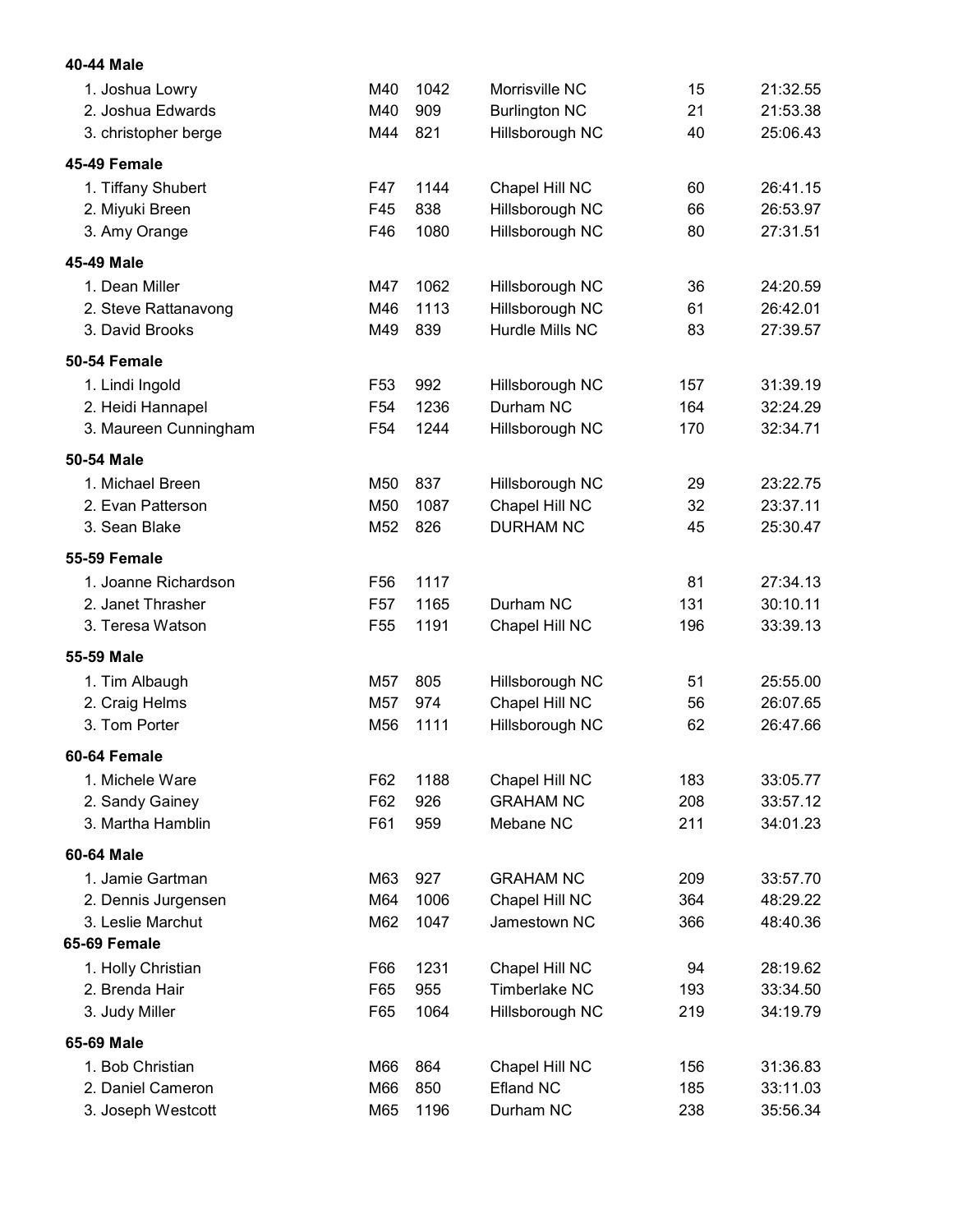**40-44 Male**

| | | | | | |
|---|---|---|---|---|---|
| 1. Joshua Lowry | M40 | 1042 | Morrisville NC | 15 | 21:32.55 |
| 2. Joshua Edwards | M40 | 909 | Burlington NC | 21 | 21:53.38 |
| 3. christopher berge | M44 | 821 | Hillsborough NC | 40 | 25:06.43 |

**45-49 Female**

| | | | | | |
|---|---|---|---|---|---|
| 1. Tiffany Shubert | F47 | 1144 | Chapel Hill NC | 60 | 26:41.15 |
| 2. Miyuki Breen | F45 | 838 | Hillsborough NC | 66 | 26:53.97 |
| 3. Amy Orange | F46 | 1080 | Hillsborough NC | 80 | 27:31.51 |

**45-49 Male**

| | | | | | |
|---|---|---|---|---|---|
| 1. Dean Miller | M47 | 1062 | Hillsborough NC | 36 | 24:20.59 |
| 2. Steve Rattanavong | M46 | 1113 | Hillsborough NC | 61 | 26:42.01 |
| 3. David Brooks | M49 | 839 | Hurdle Mills NC | 83 | 27:39.57 |

**50-54 Female**

| | | | | | |
|---|---|---|---|---|---|
| 1. Lindi Ingold | F53 | 992 | Hillsborough NC | 157 | 31:39.19 |
| 2. Heidi Hannapel | F54 | 1236 | Durham NC | 164 | 32:24.29 |
| 3. Maureen Cunningham | F54 | 1244 | Hillsborough NC | 170 | 32:34.71 |

**50-54 Male**

| | | | | | |
|---|---|---|---|---|---|
| 1. Michael Breen | M50 | 837 | Hillsborough NC | 29 | 23:22.75 |
| 2. Evan Patterson | M50 | 1087 | Chapel Hill NC | 32 | 23:37.11 |
| 3. Sean Blake | M52 | 826 | DURHAM NC | 45 | 25:30.47 |

**55-59 Female**

| | | | | | |
|---|---|---|---|---|---|
| 1. Joanne Richardson | F56 | 1117 | | 81 | 27:34.13 |
| 2. Janet Thrasher | F57 | 1165 | Durham NC | 131 | 30:10.11 |
| 3. Teresa Watson | F55 | 1191 | Chapel Hill NC | 196 | 33:39.13 |

**55-59 Male**

| | | | | | |
|---|---|---|---|---|---|
| 1. Tim Albaugh | M57 | 805 | Hillsborough NC | 51 | 25:55.00 |
| 2. Craig Helms | M57 | 974 | Chapel Hill NC | 56 | 26:07.65 |
| 3. Tom Porter | M56 | 1111 | Hillsborough NC | 62 | 26:47.66 |

**60-64 Female**

| | | | | | |
|---|---|---|---|---|---|
| 1. Michele Ware | F62 | 1188 | Chapel Hill NC | 183 | 33:05.77 |
| 2. Sandy Gainey | F62 | 926 | GRAHAM NC | 208 | 33:57.12 |
| 3. Martha Hamblin | F61 | 959 | Mebane NC | 211 | 34:01.23 |

**60-64 Male**

| | | | | | |
|---|---|---|---|---|---|
| 1. Jamie Gartman | M63 | 927 | GRAHAM NC | 209 | 33:57.70 |
| 2. Dennis Jurgensen | M64 | 1006 | Chapel Hill NC | 364 | 48:29.22 |
| 3. Leslie Marchut | M62 | 1047 | Jamestown NC | 366 | 48:40.36 |

**65-69 Female**

| | | | | | |
|---|---|---|---|---|---|
| 1. Holly Christian | F66 | 1231 | Chapel Hill NC | 94 | 28:19.62 |
| 2. Brenda Hair | F65 | 955 | Timberlake NC | 193 | 33:34.50 |
| 3. Judy Miller | F65 | 1064 | Hillsborough NC | 219 | 34:19.79 |

**65-69 Male**

| | | | | | |
|---|---|---|---|---|---|
| 1. Bob Christian | M66 | 864 | Chapel Hill NC | 156 | 31:36.83 |
| 2. Daniel Cameron | M66 | 850 | Efland NC | 185 | 33:11.03 |
| 3. Joseph Westcott | M65 | 1196 | Durham NC | 238 | 35:56.34 |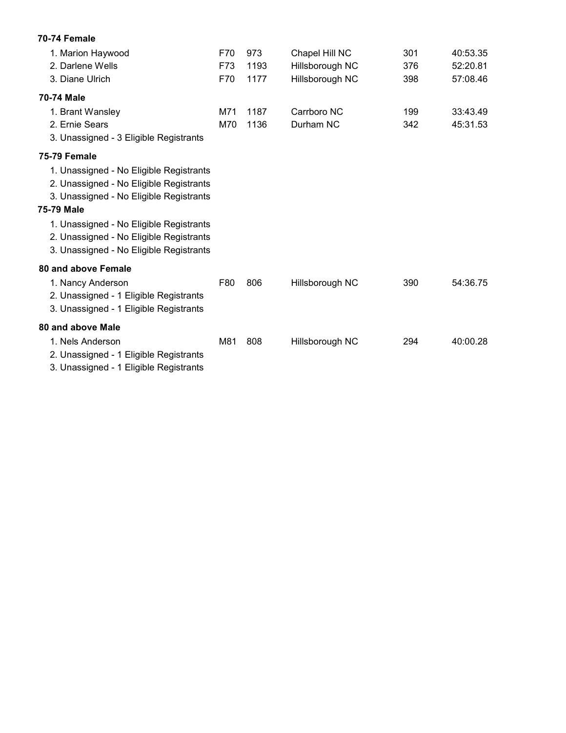**70-74 Female**

| | | | | | |
|---|---|---|---|---|---|
| 1. Marion Haywood | F70 | 973 | Chapel Hill NC | 301 | 40:53.35 |
| 2. Darlene Wells | F73 | 1193 | Hillsborough NC | 376 | 52:20.81 |
| 3. Diane Ulrich | F70 | 1177 | Hillsborough NC | 398 | 57:08.46 |

**70-74 Male**

| | | | | | |
|---|---|---|---|---|---|
| 1. Brant Wansley | M71 | 1187 | Carrboro NC | 199 | 33:43.49 |
| 2. Ernie Sears | M70 | 1136 | Durham NC | 342 | 45:31.53 |
| 3. Unassigned - 3 Eligible Registrants | | | | | |

**75-79 Female**

1. Unassigned - No Eligible Registrants
2. Unassigned - No Eligible Registrants
3. Unassigned - No Eligible Registrants

**75-79 Male**

1. Unassigned - No Eligible Registrants
2. Unassigned - No Eligible Registrants
3. Unassigned - No Eligible Registrants

**80 and above Female**

| | | | | | |
|---|---|---|---|---|---|
| 1. Nancy Anderson | F80 | 806 | Hillsborough NC | 390 | 54:36.75 |
| 2. Unassigned - 1 Eligible Registrants | | | | | |
| 3. Unassigned - 1 Eligible Registrants | | | | | |

**80 and above Male**

| | | | | | |
|---|---|---|---|---|---|
| 1. Nels Anderson | M81 | 808 | Hillsborough NC | 294 | 40:00.28 |
| 2. Unassigned - 1 Eligible Registrants | | | | | |
| 3. Unassigned - 1 Eligible Registrants | | | | | |